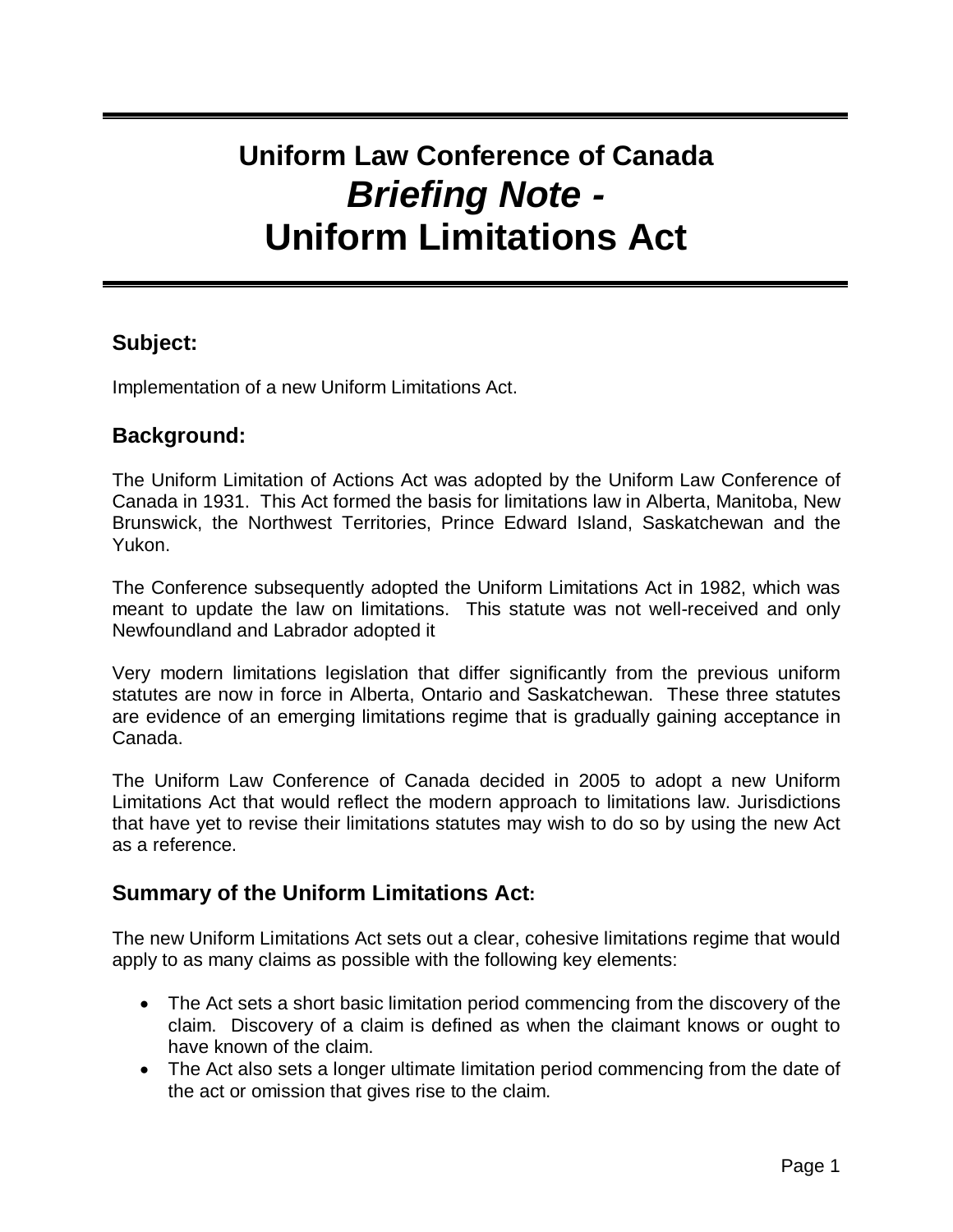# Uniform Law Conference of Canada
# *Briefing Note -*
# Uniform Limitations Act

## Subject:

Implementation of a new Uniform Limitations Act.

## Background:

The Uniform Limitation of Actions Act was adopted by the Uniform Law Conference of Canada in 1931. This Act formed the basis for limitations law in Alberta, Manitoba, New Brunswick, the Northwest Territories, Prince Edward Island, Saskatchewan and the Yukon.

The Conference subsequently adopted the Uniform Limitations Act in 1982, which was meant to update the law on limitations. This statute was not well-received and only Newfoundland and Labrador adopted it

Very modern limitations legislation that differ significantly from the previous uniform statutes are now in force in Alberta, Ontario and Saskatchewan. These three statutes are evidence of an emerging limitations regime that is gradually gaining acceptance in Canada.

The Uniform Law Conference of Canada decided in 2005 to adopt a new Uniform Limitations Act that would reflect the modern approach to limitations law. Jurisdictions that have yet to revise their limitations statutes may wish to do so by using the new Act as a reference.

## Summary of the Uniform Limitations Act:

The new Uniform Limitations Act sets out a clear, cohesive limitations regime that would apply to as many claims as possible with the following key elements:

- The Act sets a short basic limitation period commencing from the discovery of the claim. Discovery of a claim is defined as when the claimant knows or ought to have known of the claim.
- The Act also sets a longer ultimate limitation period commencing from the date of the act or omission that gives rise to the claim.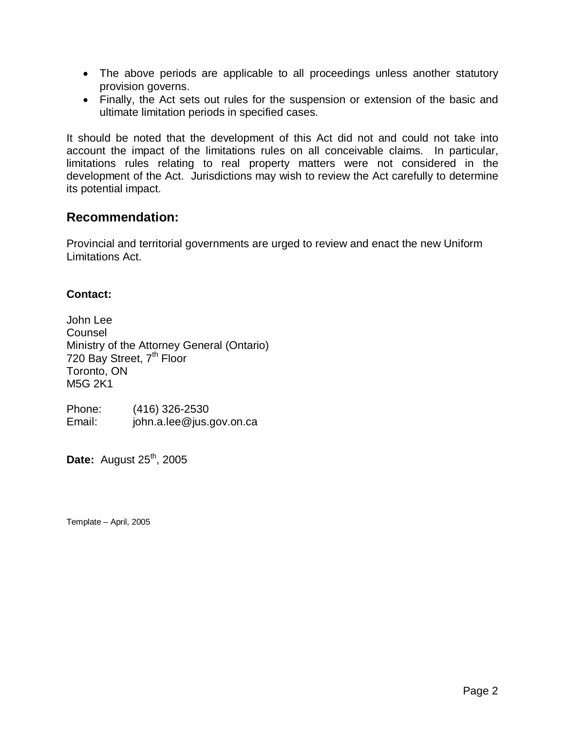- The above periods are applicable to all proceedings unless another statutory provision governs.
- Finally, the Act sets out rules for the suspension or extension of the basic and ultimate limitation periods in specified cases.

It should be noted that the development of this Act did not and could not take into account the impact of the limitations rules on all conceivable claims. In particular, limitations rules relating to real property matters were not considered in the development of the Act. Jurisdictions may wish to review the Act carefully to determine its potential impact.

## Recommendation:

Provincial and territorial governments are urged to review and enact the new Uniform Limitations Act.

**Contact:**

John Lee
Counsel
Ministry of the Attorney General (Ontario)
720 Bay Street, 7th Floor
Toronto, ON
M5G 2K1

Phone: (416) 326-2530
Email: john.a.lee@jus.gov.on.ca

**Date:** August 25th, 2005

Template – April, 2005